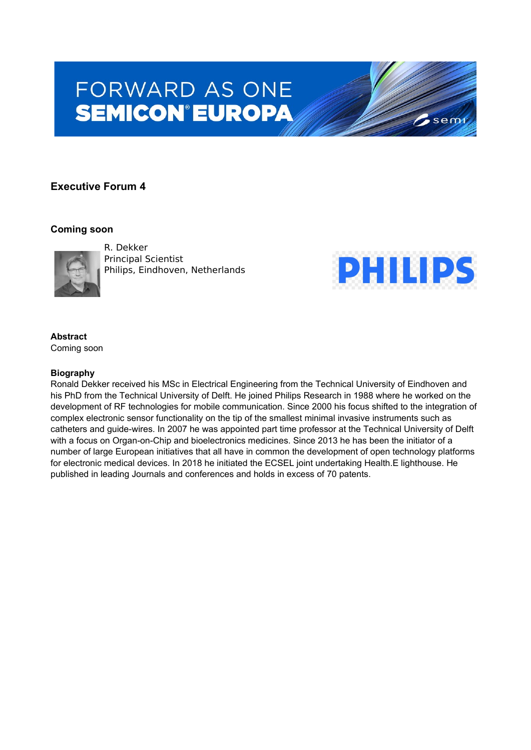FORWARD AS ONE
SEMICON® EUROPA

## Executive Forum 4

### Coming soon

R. Dekker
Principal Scientist
Philips, Eindhoven, Netherlands

**Abstract**
Coming soon

**Biography**
Ronald Dekker received his MSc in Electrical Engineering from the Technical University of Eindhoven and his PhD from the Technical University of Delft. He joined Philips Research in 1988 where he worked on the development of RF technologies for mobile communication. Since 2000 his focus shifted to the integration of complex electronic sensor functionality on the tip of the smallest minimal invasive instruments such as catheters and guide-wires. In 2007 he was appointed part time professor at the Technical University of Delft with a focus on Organ-on-Chip and bioelectronics medicines. Since 2013 he has been the initiator of a number of large European initiatives that all have in common the development of open technology platforms for electronic medical devices. In 2018 he initiated the ECSEL joint undertaking Health.E lighthouse. He published in leading Journals and conferences and holds in excess of 70 patents.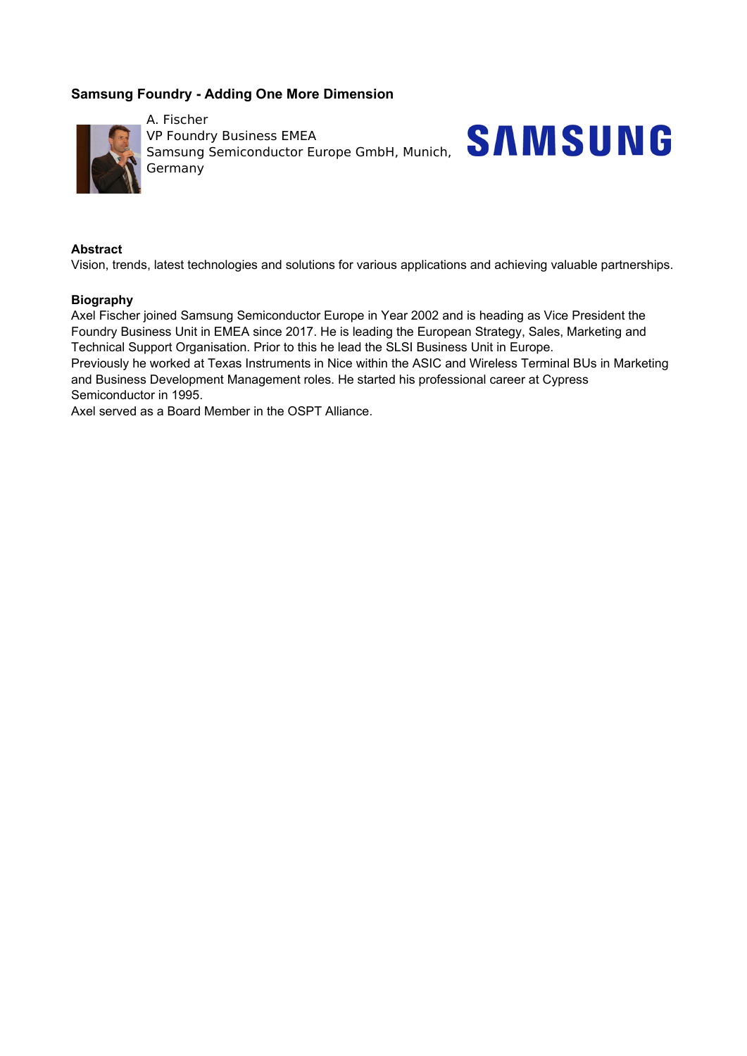## Samsung Foundry - Adding One More Dimension

A. Fischer
VP Foundry Business EMEA
Samsung Semiconductor Europe GmbH, Munich, Germany

### Abstract

Vision, trends, latest technologies and solutions for various applications and achieving valuable partnerships.

### Biography

Axel Fischer joined Samsung Semiconductor Europe in Year 2002 and is heading as Vice President the Foundry Business Unit in EMEA since 2017. He is leading the European Strategy, Sales, Marketing and Technical Support Organisation. Prior to this he lead the SLSI Business Unit in Europe.
Previously he worked at Texas Instruments in Nice within the ASIC and Wireless Terminal BUs in Marketing and Business Development Management roles. He started his professional career at Cypress Semiconductor in 1995.
Axel served as a Board Member in the OSPT Alliance.